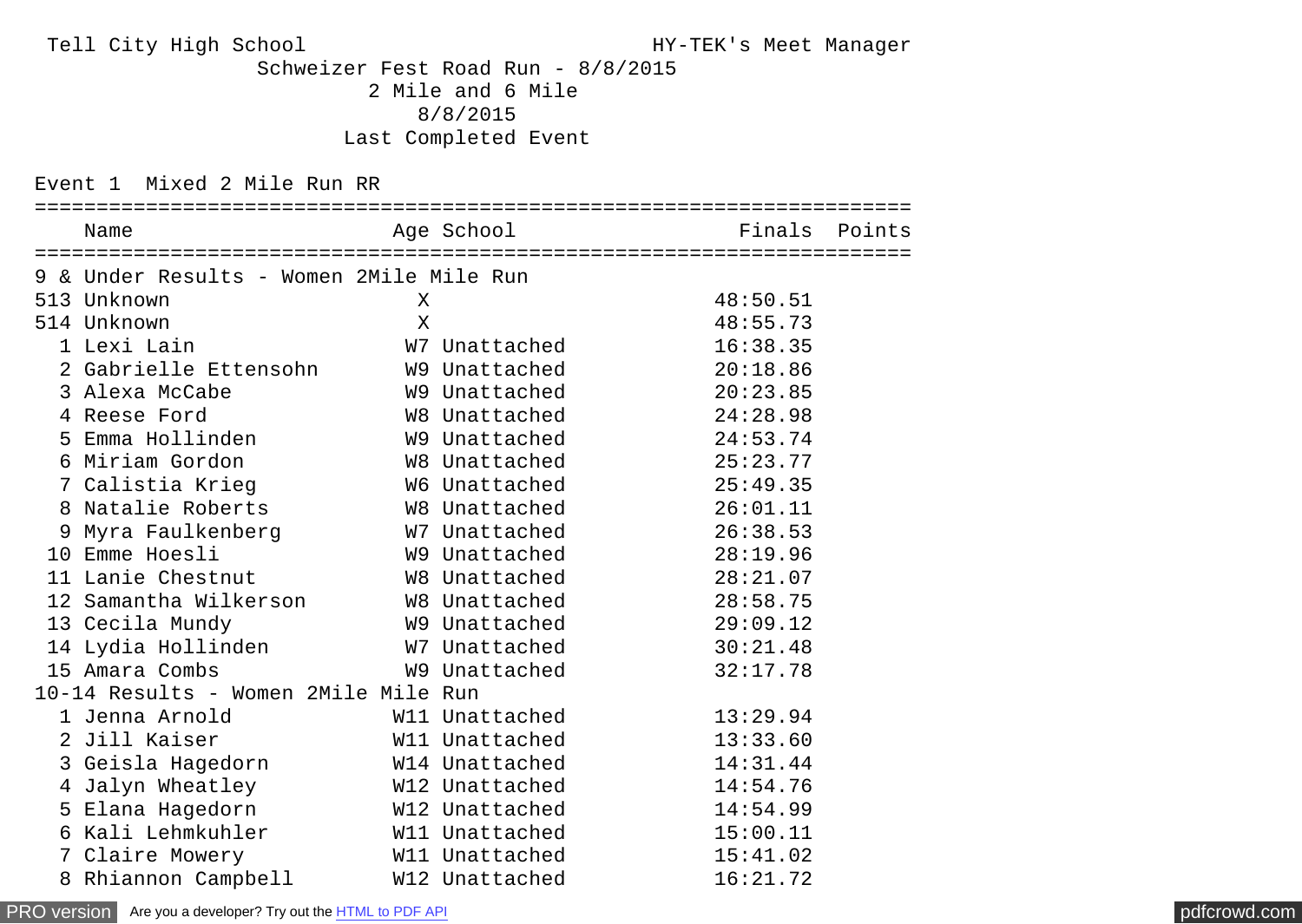Tell City High School — HY-TEK's Meet Manager

# Schweizer Fest Road Run - 8/8/2015

## 2 Mile and 6 Mile

8/8/2015

Last Completed Event

### Event 1 Mixed 2 Mile Run RR

| | Name | Age | School | Finals | Points |
|---|---|---|---|---|---|
| **9 & Under Results - Women 2Mile Mile Run** | | | | | |
| 513 | Unknown | X | | 48:50.51 | |
| 514 | Unknown | X | | 48:55.73 | |
| 1 | Lexi Lain | W7 | Unattached | 16:38.35 | |
| 2 | Gabrielle Ettensohn | W9 | Unattached | 20:18.86 | |
| 3 | Alexa McCabe | W9 | Unattached | 20:23.85 | |
| 4 | Reese Ford | W8 | Unattached | 24:28.98 | |
| 5 | Emma Hollinden | W9 | Unattached | 24:53.74 | |
| 6 | Miriam Gordon | W8 | Unattached | 25:23.77 | |
| 7 | Calistia Krieg | W6 | Unattached | 25:49.35 | |
| 8 | Natalie Roberts | W8 | Unattached | 26:01.11 | |
| 9 | Myra Faulkenberg | W7 | Unattached | 26:38.53 | |
| 10 | Emme Hoesli | W9 | Unattached | 28:19.96 | |
| 11 | Lanie Chestnut | W8 | Unattached | 28:21.07 | |
| 12 | Samantha Wilkerson | W8 | Unattached | 28:58.75 | |
| 13 | Cecila Mundy | W9 | Unattached | 29:09.12 | |
| 14 | Lydia Hollinden | W7 | Unattached | 30:21.48 | |
| 15 | Amara Combs | W9 | Unattached | 32:17.78 | |
| **10-14 Results - Women 2Mile Mile Run** | | | | | |
| 1 | Jenna Arnold | W11 | Unattached | 13:29.94 | |
| 2 | Jill Kaiser | W11 | Unattached | 13:33.60 | |
| 3 | Geisla Hagedorn | W14 | Unattached | 14:31.44 | |
| 4 | Jalyn Wheatley | W12 | Unattached | 14:54.76 | |
| 5 | Elana Hagedorn | W12 | Unattached | 14:54.99 | |
| 6 | Kali Lehmkuhler | W11 | Unattached | 15:00.11 | |
| 7 | Claire Mowery | W11 | Unattached | 15:41.02 | |
| 8 | Rhiannon Campbell | W12 | Unattached | 16:21.72 | |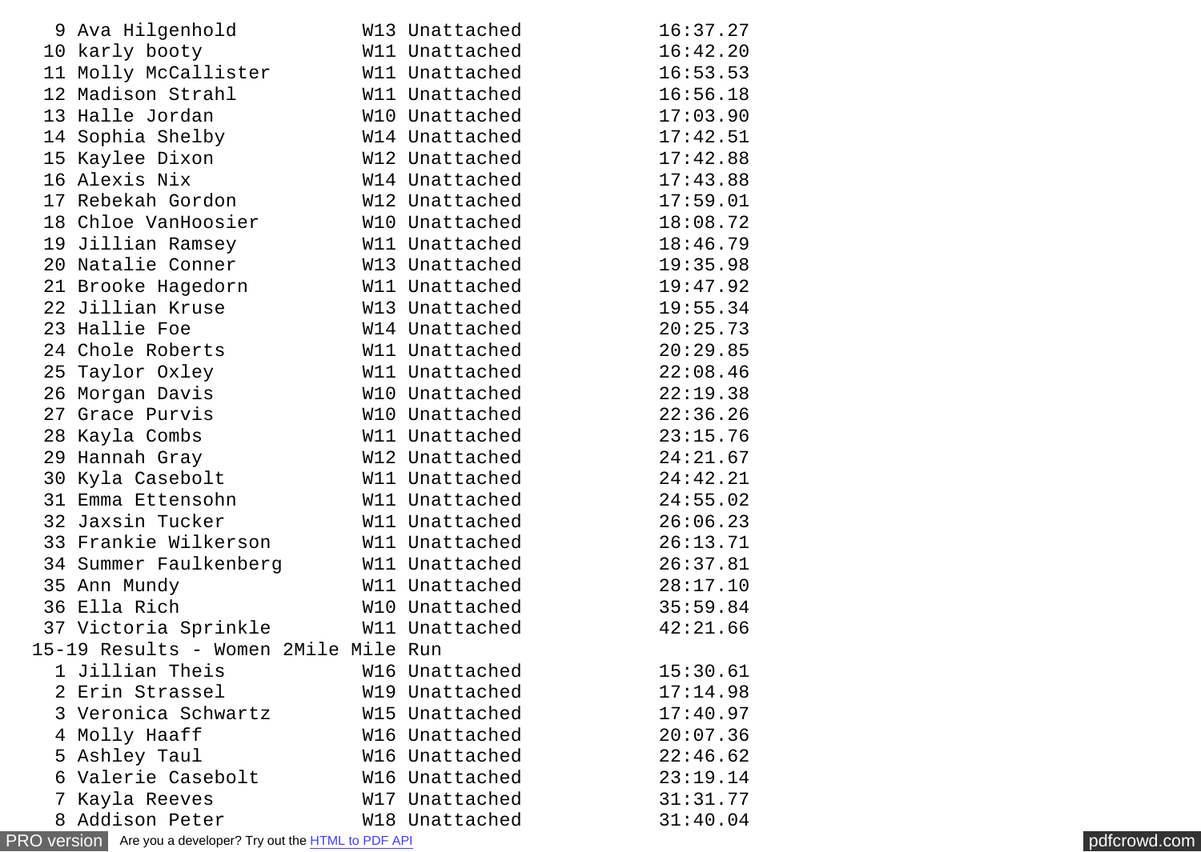| Place | Name | Div | Team | Time |
|---|---|---|---|---|
| 9 | Ava Hilgenhold | W13 | Unattached | 16:37.27 |
| 10 | karly booty | W11 | Unattached | 16:42.20 |
| 11 | Molly McCallister | W11 | Unattached | 16:53.53 |
| 12 | Madison Strahl | W11 | Unattached | 16:56.18 |
| 13 | Halle Jordan | W10 | Unattached | 17:03.90 |
| 14 | Sophia Shelby | W14 | Unattached | 17:42.51 |
| 15 | Kaylee Dixon | W12 | Unattached | 17:42.88 |
| 16 | Alexis Nix | W14 | Unattached | 17:43.88 |
| 17 | Rebekah Gordon | W12 | Unattached | 17:59.01 |
| 18 | Chloe VanHoosier | W10 | Unattached | 18:08.72 |
| 19 | Jillian Ramsey | W11 | Unattached | 18:46.79 |
| 20 | Natalie Conner | W13 | Unattached | 19:35.98 |
| 21 | Brooke Hagedorn | W11 | Unattached | 19:47.92 |
| 22 | Jillian Kruse | W13 | Unattached | 19:55.34 |
| 23 | Hallie Foe | W14 | Unattached | 20:25.73 |
| 24 | Chole Roberts | W11 | Unattached | 20:29.85 |
| 25 | Taylor Oxley | W11 | Unattached | 22:08.46 |
| 26 | Morgan Davis | W10 | Unattached | 22:19.38 |
| 27 | Grace Purvis | W10 | Unattached | 22:36.26 |
| 28 | Kayla Combs | W11 | Unattached | 23:15.76 |
| 29 | Hannah Gray | W12 | Unattached | 24:21.67 |
| 30 | Kyla Casebolt | W11 | Unattached | 24:42.21 |
| 31 | Emma Ettensohn | W11 | Unattached | 24:55.02 |
| 32 | Jaxsin Tucker | W11 | Unattached | 26:06.23 |
| 33 | Frankie Wilkerson | W11 | Unattached | 26:13.71 |
| 34 | Summer Faulkenberg | W11 | Unattached | 26:37.81 |
| 35 | Ann Mundy | W11 | Unattached | 28:17.10 |
| 36 | Ella Rich | W10 | Unattached | 35:59.84 |
| 37 | Victoria Sprinkle | W11 | Unattached | 42:21.66 |

15-19 Results - Women 2Mile Mile Run

| Place | Name | Div | Team | Time |
|---|---|---|---|---|
| 1 | Jillian Theis | W16 | Unattached | 15:30.61 |
| 2 | Erin Strassel | W19 | Unattached | 17:14.98 |
| 3 | Veronica Schwartz | W15 | Unattached | 17:40.97 |
| 4 | Molly Haaff | W16 | Unattached | 20:07.36 |
| 5 | Ashley Taul | W16 | Unattached | 22:46.62 |
| 6 | Valerie Casebolt | W16 | Unattached | 23:19.14 |
| 7 | Kayla Reeves | W17 | Unattached | 31:31.77 |
| 8 | Addison Peter | W18 | Unattached | 31:40.04 |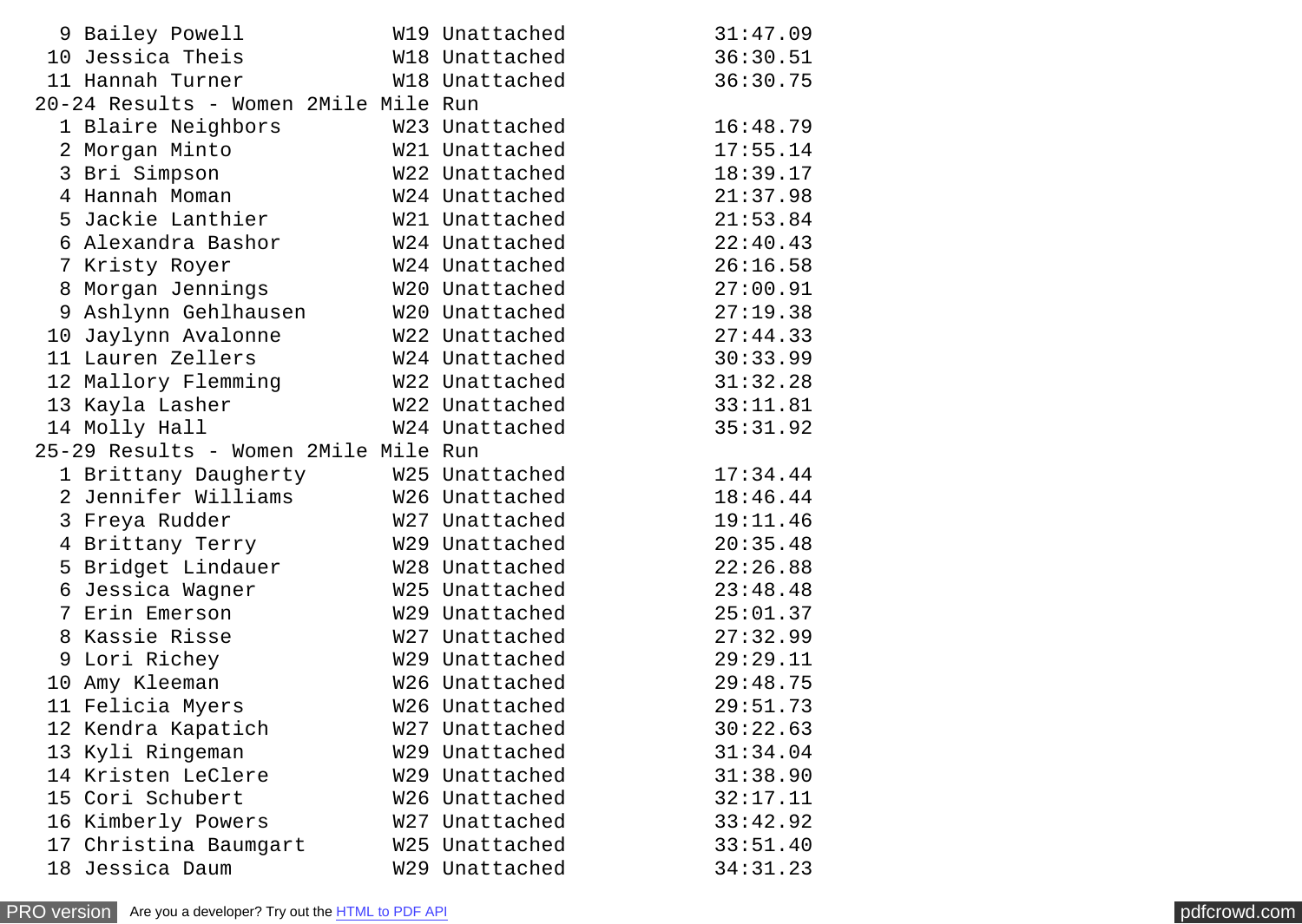```
  9 Bailey Powell           W19 Unattached              31:47.09
 10 Jessica Theis           W18 Unattached              36:30.51
 11 Hannah Turner           W18 Unattached              36:30.75
20-24 Results - Women 2Mile Mile Run
  1 Blaire Neighbors        W23 Unattached              16:48.79
  2 Morgan Minto            W21 Unattached              17:55.14
  3 Bri Simpson             W22 Unattached              18:39.17
  4 Hannah Moman            W24 Unattached              21:37.98
  5 Jackie Lanthier         W21 Unattached              21:53.84
  6 Alexandra Bashor        W24 Unattached              22:40.43
  7 Kristy Royer            W24 Unattached              26:16.58
  8 Morgan Jennings         W20 Unattached              27:00.91
  9 Ashlynn Gehlhausen      W20 Unattached              27:19.38
 10 Jaylynn Avalonne        W22 Unattached              27:44.33
 11 Lauren Zellers          W24 Unattached              30:33.99
 12 Mallory Flemming        W22 Unattached              31:32.28
 13 Kayla Lasher            W22 Unattached              33:11.81
 14 Molly Hall              W24 Unattached              35:31.92
25-29 Results - Women 2Mile Mile Run
  1 Brittany Daugherty      W25 Unattached              17:34.44
  2 Jennifer Williams       W26 Unattached              18:46.44
  3 Freya Rudder            W27 Unattached              19:11.46
  4 Brittany Terry          W29 Unattached              20:35.48
  5 Bridget Lindauer        W28 Unattached              22:26.88
  6 Jessica Wagner          W25 Unattached              23:48.48
  7 Erin Emerson            W29 Unattached              25:01.37
  8 Kassie Risse            W27 Unattached              27:32.99
  9 Lori Richey             W29 Unattached              29:29.11
 10 Amy Kleeman             W26 Unattached              29:48.75
 11 Felicia Myers           W26 Unattached              29:51.73
 12 Kendra Kapatich         W27 Unattached              30:22.63
 13 Kyli Ringeman           W29 Unattached              31:34.04
 14 Kristen LeClere         W29 Unattached              31:38.90
 15 Cori Schubert           W26 Unattached              32:17.11
 16 Kimberly Powers         W27 Unattached              33:42.92
 17 Christina Baumgart      W25 Unattached              33:51.40
 18 Jessica Daum            W29 Unattached              34:31.23
```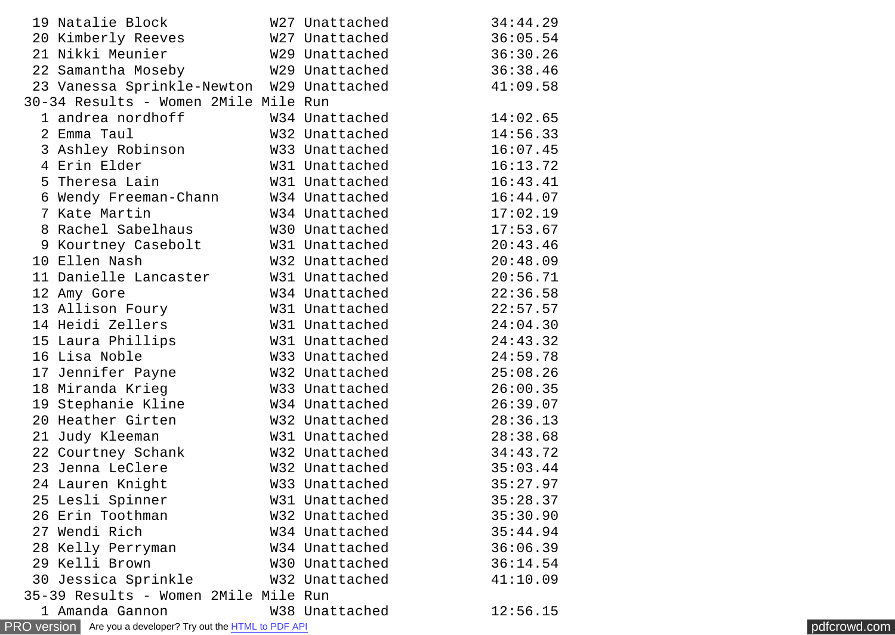```
 19 Natalie Block            W27 Unattached              34:44.29
 20 Kimberly Reeves          W27 Unattached              36:05.54
 21 Nikki Meunier            W29 Unattached              36:30.26
 22 Samantha Moseby          W29 Unattached              36:38.46
 23 Vanessa Sprinkle-Newton  W29 Unattached              41:09.58
```

30-34 Results - Women 2Mile Mile Run

```
  1 andrea nordhoff          W34 Unattached              14:02.65
  2 Emma Taul                W32 Unattached              14:56.33
  3 Ashley Robinson          W33 Unattached              16:07.45
  4 Erin Elder               W31 Unattached              16:13.72
  5 Theresa Lain             W31 Unattached              16:43.41
  6 Wendy Freeman-Chann      W34 Unattached              16:44.07
  7 Kate Martin              W34 Unattached              17:02.19
  8 Rachel Sabelhaus         W30 Unattached              17:53.67
  9 Kourtney Casebolt        W31 Unattached              20:43.46
 10 Ellen Nash               W32 Unattached              20:48.09
 11 Danielle Lancaster       W31 Unattached              20:56.71
 12 Amy Gore                 W34 Unattached              22:36.58
 13 Allison Foury            W31 Unattached              22:57.57
 14 Heidi Zellers            W31 Unattached              24:04.30
 15 Laura Phillips           W31 Unattached              24:43.32
 16 Lisa Noble               W33 Unattached              24:59.78
 17 Jennifer Payne           W32 Unattached              25:08.26
 18 Miranda Krieg            W33 Unattached              26:00.35
 19 Stephanie Kline          W34 Unattached              26:39.07
 20 Heather Girten           W32 Unattached              28:36.13
 21 Judy Kleeman             W31 Unattached              28:38.68
 22 Courtney Schank          W32 Unattached              34:43.72
 23 Jenna LeClere            W32 Unattached              35:03.44
 24 Lauren Knight            W33 Unattached              35:27.97
 25 Lesli Spinner            W31 Unattached              35:28.37
 26 Erin Toothman            W32 Unattached              35:30.90
 27 Wendi Rich               W34 Unattached              35:44.94
 28 Kelly Perryman           W34 Unattached              36:06.39
 29 Kelli Brown              W30 Unattached              36:14.54
 30 Jessica Sprinkle         W32 Unattached              41:10.09
```

35-39 Results - Women 2Mile Mile Run

```
  1 Amanda Gannon            W38 Unattached              12:56.15
```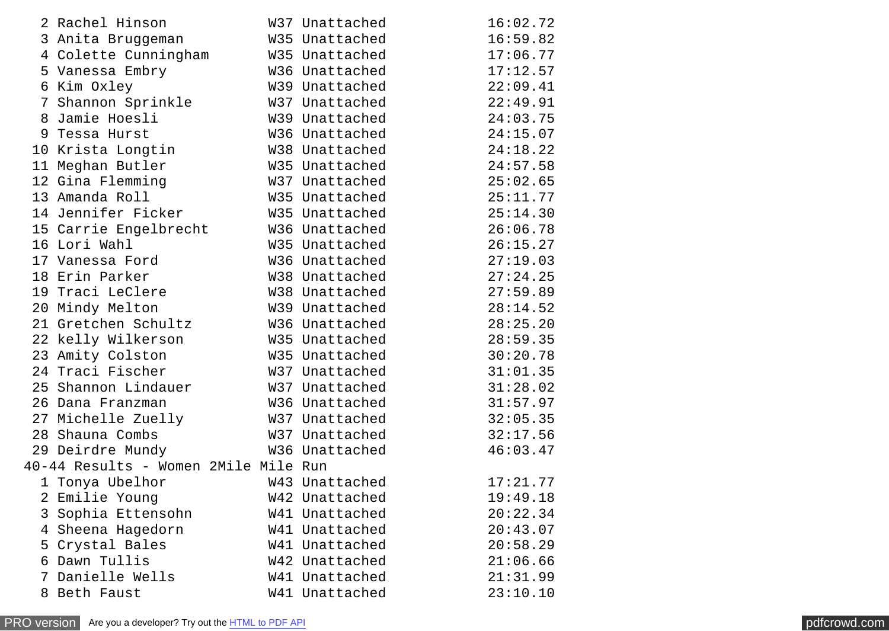| Place | Name | Age | Team | Time |
|---|---|---|---|---|
| 2 | Rachel Hinson | W37 | Unattached | 16:02.72 |
| 3 | Anita Bruggeman | W35 | Unattached | 16:59.82 |
| 4 | Colette Cunningham | W35 | Unattached | 17:06.77 |
| 5 | Vanessa Embry | W36 | Unattached | 17:12.57 |
| 6 | Kim Oxley | W39 | Unattached | 22:09.41 |
| 7 | Shannon Sprinkle | W37 | Unattached | 22:49.91 |
| 8 | Jamie Hoesli | W39 | Unattached | 24:03.75 |
| 9 | Tessa Hurst | W36 | Unattached | 24:15.07 |
| 10 | Krista Longtin | W38 | Unattached | 24:18.22 |
| 11 | Meghan Butler | W35 | Unattached | 24:57.58 |
| 12 | Gina Flemming | W37 | Unattached | 25:02.65 |
| 13 | Amanda Roll | W35 | Unattached | 25:11.77 |
| 14 | Jennifer Ficker | W35 | Unattached | 25:14.30 |
| 15 | Carrie Engelbrecht | W36 | Unattached | 26:06.78 |
| 16 | Lori Wahl | W35 | Unattached | 26:15.27 |
| 17 | Vanessa Ford | W36 | Unattached | 27:19.03 |
| 18 | Erin Parker | W38 | Unattached | 27:24.25 |
| 19 | Traci LeClere | W38 | Unattached | 27:59.89 |
| 20 | Mindy Melton | W39 | Unattached | 28:14.52 |
| 21 | Gretchen Schultz | W36 | Unattached | 28:25.20 |
| 22 | kelly Wilkerson | W35 | Unattached | 28:59.35 |
| 23 | Amity Colston | W35 | Unattached | 30:20.78 |
| 24 | Traci Fischer | W37 | Unattached | 31:01.35 |
| 25 | Shannon Lindauer | W37 | Unattached | 31:28.02 |
| 26 | Dana Franzman | W36 | Unattached | 31:57.97 |
| 27 | Michelle Zuelly | W37 | Unattached | 32:05.35 |
| 28 | Shauna Combs | W37 | Unattached | 32:17.56 |
| 29 | Deirdre Mundy | W36 | Unattached | 46:03.47 |

40-44 Results - Women 2Mile Mile Run

| Place | Name | Age | Team | Time |
|---|---|---|---|---|
| 1 | Tonya Ubelhor | W43 | Unattached | 17:21.77 |
| 2 | Emilie Young | W42 | Unattached | 19:49.18 |
| 3 | Sophia Ettensohn | W41 | Unattached | 20:22.34 |
| 4 | Sheena Hagedorn | W41 | Unattached | 20:43.07 |
| 5 | Crystal Bales | W41 | Unattached | 20:58.29 |
| 6 | Dawn Tullis | W42 | Unattached | 21:06.66 |
| 7 | Danielle Wells | W41 | Unattached | 21:31.99 |
| 8 | Beth Faust | W41 | Unattached | 23:10.10 |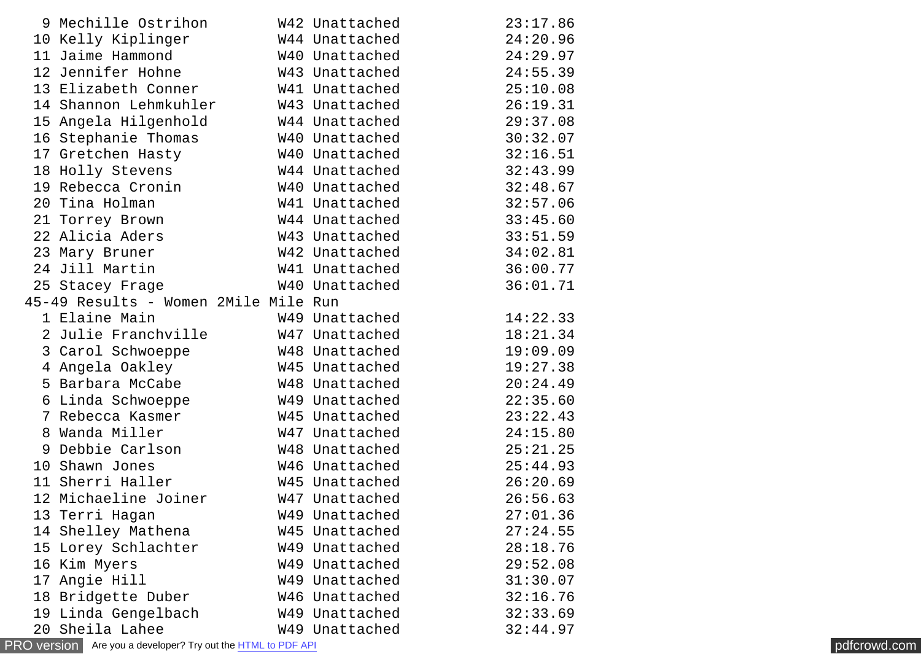| Place | Name | Age | Team | Time |
|---|---|---|---|---|
| 9 | Mechille Ostrihon | W42 | Unattached | 23:17.86 |
| 10 | Kelly Kiplinger | W44 | Unattached | 24:20.96 |
| 11 | Jaime Hammond | W40 | Unattached | 24:29.97 |
| 12 | Jennifer Hohne | W43 | Unattached | 24:55.39 |
| 13 | Elizabeth Conner | W41 | Unattached | 25:10.08 |
| 14 | Shannon Lehmkuhler | W43 | Unattached | 26:19.31 |
| 15 | Angela Hilgenhold | W44 | Unattached | 29:37.08 |
| 16 | Stephanie Thomas | W40 | Unattached | 30:32.07 |
| 17 | Gretchen Hasty | W40 | Unattached | 32:16.51 |
| 18 | Holly Stevens | W44 | Unattached | 32:43.99 |
| 19 | Rebecca Cronin | W40 | Unattached | 32:48.67 |
| 20 | Tina Holman | W41 | Unattached | 32:57.06 |
| 21 | Torrey Brown | W44 | Unattached | 33:45.60 |
| 22 | Alicia Aders | W43 | Unattached | 33:51.59 |
| 23 | Mary Bruner | W42 | Unattached | 34:02.81 |
| 24 | Jill Martin | W41 | Unattached | 36:00.77 |
| 25 | Stacey Frage | W40 | Unattached | 36:01.71 |

45-49 Results - Women 2Mile Mile Run

| Place | Name | Age | Team | Time |
|---|---|---|---|---|
| 1 | Elaine Main | W49 | Unattached | 14:22.33 |
| 2 | Julie Franchville | W47 | Unattached | 18:21.34 |
| 3 | Carol Schwoeppe | W48 | Unattached | 19:09.09 |
| 4 | Angela Oakley | W45 | Unattached | 19:27.38 |
| 5 | Barbara McCabe | W48 | Unattached | 20:24.49 |
| 6 | Linda Schwoeppe | W49 | Unattached | 22:35.60 |
| 7 | Rebecca Kasmer | W45 | Unattached | 23:22.43 |
| 8 | Wanda Miller | W47 | Unattached | 24:15.80 |
| 9 | Debbie Carlson | W48 | Unattached | 25:21.25 |
| 10 | Shawn Jones | W46 | Unattached | 25:44.93 |
| 11 | Sherri Haller | W45 | Unattached | 26:20.69 |
| 12 | Michaeline Joiner | W47 | Unattached | 26:56.63 |
| 13 | Terri Hagan | W49 | Unattached | 27:01.36 |
| 14 | Shelley Mathena | W45 | Unattached | 27:24.55 |
| 15 | Lorey Schlachter | W49 | Unattached | 28:18.76 |
| 16 | Kim Myers | W49 | Unattached | 29:52.08 |
| 17 | Angie Hill | W49 | Unattached | 31:30.07 |
| 18 | Bridgette Duber | W46 | Unattached | 32:16.76 |
| 19 | Linda Gengelbach | W49 | Unattached | 32:33.69 |
| 20 | Sheila Lahee | W49 | Unattached | 32:44.97 |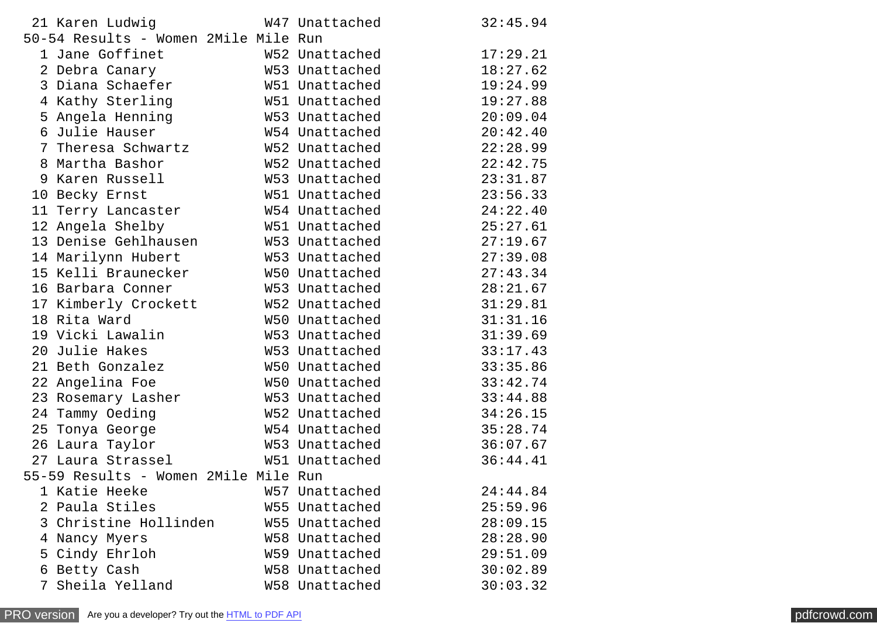```
 21 Karen Ludwig             W47 Unattached            32:45.94
50-54 Results - Women 2Mile Mile Run
  1 Jane Goffinet            W52 Unattached            17:29.21
  2 Debra Canary             W53 Unattached            18:27.62
  3 Diana Schaefer           W51 Unattached            19:24.99
  4 Kathy Sterling           W51 Unattached            19:27.88
  5 Angela Henning           W53 Unattached            20:09.04
  6 Julie Hauser             W54 Unattached            20:42.40
  7 Theresa Schwartz         W52 Unattached            22:28.99
  8 Martha Bashor            W52 Unattached            22:42.75
  9 Karen Russell            W53 Unattached            23:31.87
 10 Becky Ernst              W51 Unattached            23:56.33
 11 Terry Lancaster          W54 Unattached            24:22.40
 12 Angela Shelby            W51 Unattached            25:27.61
 13 Denise Gehlhausen        W53 Unattached            27:19.67
 14 Marilynn Hubert          W53 Unattached            27:39.08
 15 Kelli Braunecker         W50 Unattached            27:43.34
 16 Barbara Conner           W53 Unattached            28:21.67
 17 Kimberly Crockett        W52 Unattached            31:29.81
 18 Rita Ward                W50 Unattached            31:31.16
 19 Vicki Lawalin            W53 Unattached            31:39.69
 20 Julie Hakes              W53 Unattached            33:17.43
 21 Beth Gonzalez            W50 Unattached            33:35.86
 22 Angelina Foe             W50 Unattached            33:42.74
 23 Rosemary Lasher          W53 Unattached            33:44.88
 24 Tammy Oeding             W52 Unattached            34:26.15
 25 Tonya George             W54 Unattached            35:28.74
 26 Laura Taylor             W53 Unattached            36:07.67
 27 Laura Strassel           W51 Unattached            36:44.41
55-59 Results - Women 2Mile Mile Run
  1 Katie Heeke              W57 Unattached            24:44.84
  2 Paula Stiles             W55 Unattached            25:59.96
  3 Christine Hollinden      W55 Unattached            28:09.15
  4 Nancy Myers              W58 Unattached            28:28.90
  5 Cindy Ehrloh             W59 Unattached            29:51.09
  6 Betty Cash               W58 Unattached            30:02.89
  7 Sheila Yelland           W58 Unattached            30:03.32
```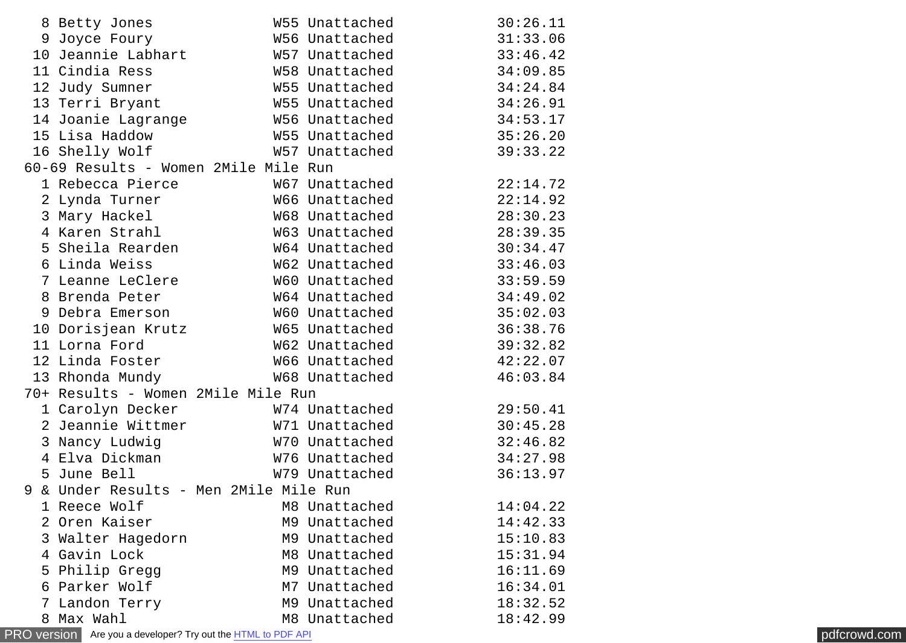```
  8 Betty Jones            W55 Unattached            30:26.11
  9 Joyce Foury            W56 Unattached            31:33.06
 10 Jeannie Labhart        W57 Unattached            33:46.42
 11 Cindia Ress            W58 Unattached            34:09.85
 12 Judy Sumner            W55 Unattached            34:24.84
 13 Terri Bryant           W55 Unattached            34:26.91
 14 Joanie Lagrange        W56 Unattached            34:53.17
 15 Lisa Haddow            W55 Unattached            35:26.20
 16 Shelly Wolf            W57 Unattached            39:33.22
60-69 Results - Women 2Mile Mile Run
  1 Rebecca Pierce         W67 Unattached            22:14.72
  2 Lynda Turner           W66 Unattached            22:14.92
  3 Mary Hackel            W68 Unattached            28:30.23
  4 Karen Strahl           W63 Unattached            28:39.35
  5 Sheila Rearden         W64 Unattached            30:34.47
  6 Linda Weiss            W62 Unattached            33:46.03
  7 Leanne LeClere         W60 Unattached            33:59.59
  8 Brenda Peter           W64 Unattached            34:49.02
  9 Debra Emerson          W60 Unattached            35:02.03
 10 Dorisjean Krutz        W65 Unattached            36:38.76
 11 Lorna Ford             W62 Unattached            39:32.82
 12 Linda Foster           W66 Unattached            42:22.07
 13 Rhonda Mundy           W68 Unattached            46:03.84
70+ Results - Women 2Mile Mile Run
  1 Carolyn Decker         W74 Unattached            29:50.41
  2 Jeannie Wittmer        W71 Unattached            30:45.28
  3 Nancy Ludwig           W70 Unattached            32:46.82
  4 Elva Dickman           W76 Unattached            34:27.98
  5 June Bell              W79 Unattached            36:13.97
9 & Under Results - Men 2Mile Mile Run
  1 Reece Wolf              M8 Unattached            14:04.22
  2 Oren Kaiser             M9 Unattached            14:42.33
  3 Walter Hagedorn         M9 Unattached            15:10.83
  4 Gavin Lock              M8 Unattached            15:31.94
  5 Philip Gregg            M9 Unattached            16:11.69
  6 Parker Wolf             M7 Unattached            16:34.01
  7 Landon Terry            M9 Unattached            18:32.52
  8 Max Wahl                M8 Unattached            18:42.99
```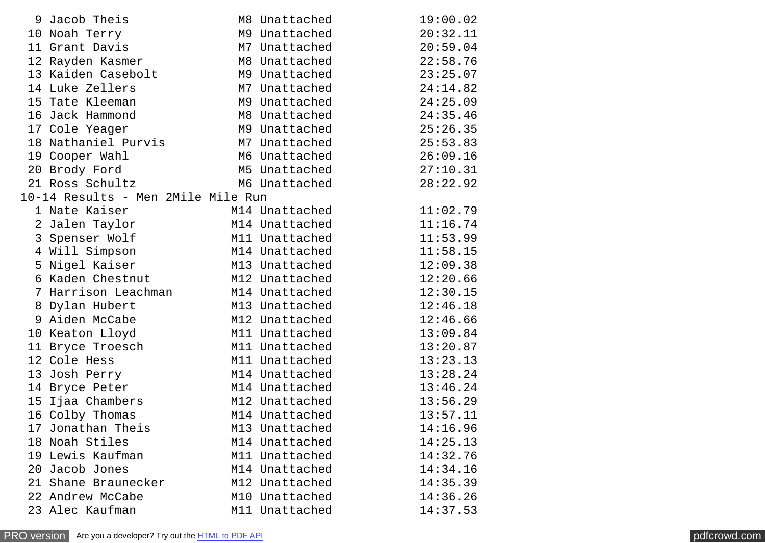| Place | Name | Age/Sex | Team | Time |
|---|---|---|---|---|
| 9 | Jacob Theis | M8 | Unattached | 19:00.02 |
| 10 | Noah Terry | M9 | Unattached | 20:32.11 |
| 11 | Grant Davis | M7 | Unattached | 20:59.04 |
| 12 | Rayden Kasmer | M8 | Unattached | 22:58.76 |
| 13 | Kaiden Casebolt | M9 | Unattached | 23:25.07 |
| 14 | Luke Zellers | M7 | Unattached | 24:14.82 |
| 15 | Tate Kleeman | M9 | Unattached | 24:25.09 |
| 16 | Jack Hammond | M8 | Unattached | 24:35.46 |
| 17 | Cole Yeager | M9 | Unattached | 25:26.35 |
| 18 | Nathaniel Purvis | M7 | Unattached | 25:53.83 |
| 19 | Cooper Wahl | M6 | Unattached | 26:09.16 |
| 20 | Brody Ford | M5 | Unattached | 27:10.31 |
| 21 | Ross Schultz | M6 | Unattached | 28:22.92 |

10-14 Results - Men 2Mile Mile Run

| Place | Name | Age/Sex | Team | Time |
|---|---|---|---|---|
| 1 | Nate Kaiser | M14 | Unattached | 11:02.79 |
| 2 | Jalen Taylor | M14 | Unattached | 11:16.74 |
| 3 | Spenser Wolf | M11 | Unattached | 11:53.99 |
| 4 | Will Simpson | M14 | Unattached | 11:58.15 |
| 5 | Nigel Kaiser | M13 | Unattached | 12:09.38 |
| 6 | Kaden Chestnut | M12 | Unattached | 12:20.66 |
| 7 | Harrison Leachman | M14 | Unattached | 12:30.15 |
| 8 | Dylan Hubert | M13 | Unattached | 12:46.18 |
| 9 | Aiden McCabe | M12 | Unattached | 12:46.66 |
| 10 | Keaton Lloyd | M11 | Unattached | 13:09.84 |
| 11 | Bryce Troesch | M11 | Unattached | 13:20.87 |
| 12 | Cole Hess | M11 | Unattached | 13:23.13 |
| 13 | Josh Perry | M14 | Unattached | 13:28.24 |
| 14 | Bryce Peter | M14 | Unattached | 13:46.24 |
| 15 | Ijaa Chambers | M12 | Unattached | 13:56.29 |
| 16 | Colby Thomas | M14 | Unattached | 13:57.11 |
| 17 | Jonathan Theis | M13 | Unattached | 14:16.96 |
| 18 | Noah Stiles | M14 | Unattached | 14:25.13 |
| 19 | Lewis Kaufman | M11 | Unattached | 14:32.76 |
| 20 | Jacob Jones | M14 | Unattached | 14:34.16 |
| 21 | Shane Braunecker | M12 | Unattached | 14:35.39 |
| 22 | Andrew McCabe | M10 | Unattached | 14:36.26 |
| 23 | Alec Kaufman | M11 | Unattached | 14:37.53 |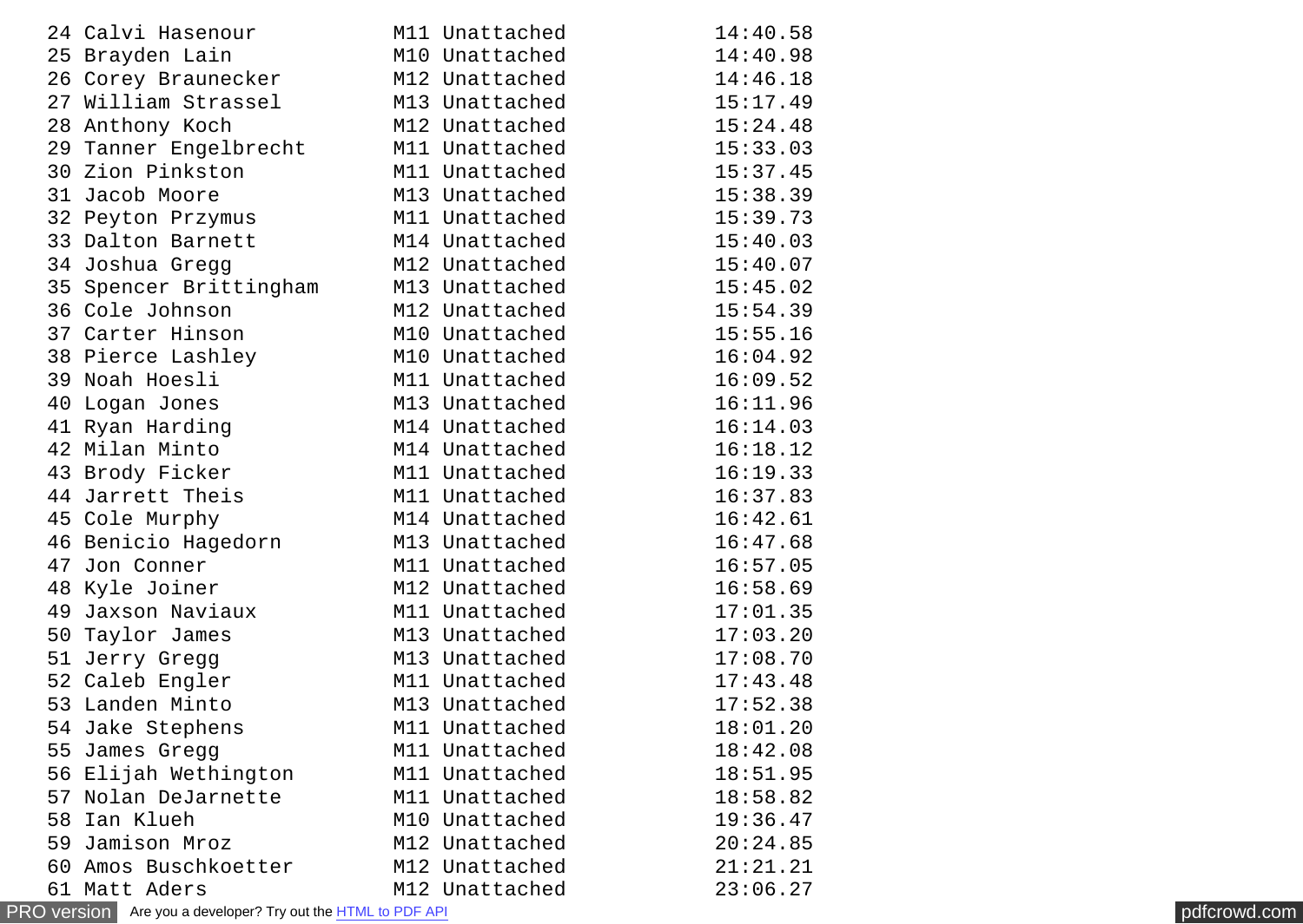```
24 Calvi Hasenour          M11 Unattached              14:40.58
25 Brayden Lain            M10 Unattached              14:40.98
26 Corey Braunecker        M12 Unattached              14:46.18
27 William Strassel        M13 Unattached              15:17.49
28 Anthony Koch            M12 Unattached              15:24.48
29 Tanner Engelbrecht      M11 Unattached              15:33.03
30 Zion Pinkston           M11 Unattached              15:37.45
31 Jacob Moore             M13 Unattached              15:38.39
32 Peyton Przymus          M11 Unattached              15:39.73
33 Dalton Barnett          M14 Unattached              15:40.03
34 Joshua Gregg            M12 Unattached              15:40.07
35 Spencer Brittingham     M13 Unattached              15:45.02
36 Cole Johnson            M12 Unattached              15:54.39
37 Carter Hinson           M10 Unattached              15:55.16
38 Pierce Lashley          M10 Unattached              16:04.92
39 Noah Hoesli             M11 Unattached              16:09.52
40 Logan Jones             M13 Unattached              16:11.96
41 Ryan Harding            M14 Unattached              16:14.03
42 Milan Minto             M14 Unattached              16:18.12
43 Brody Ficker            M11 Unattached              16:19.33
44 Jarrett Theis           M11 Unattached              16:37.83
45 Cole Murphy             M14 Unattached              16:42.61
46 Benicio Hagedorn        M13 Unattached              16:47.68
47 Jon Conner              M11 Unattached              16:57.05
48 Kyle Joiner             M12 Unattached              16:58.69
49 Jaxson Naviaux          M11 Unattached              17:01.35
50 Taylor James            M13 Unattached              17:03.20
51 Jerry Gregg             M13 Unattached              17:08.70
52 Caleb Engler            M11 Unattached              17:43.48
53 Landen Minto            M13 Unattached              17:52.38
54 Jake Stephens           M11 Unattached              18:01.20
55 James Gregg             M11 Unattached              18:42.08
56 Elijah Wethington       M11 Unattached              18:51.95
57 Nolan DeJarnette        M11 Unattached              18:58.82
58 Ian Klueh               M10 Unattached              19:36.47
59 Jamison Mroz            M12 Unattached              20:24.85
60 Amos Buschkoetter       M12 Unattached              21:21.21
61 Matt Aders              M12 Unattached              23:06.27
```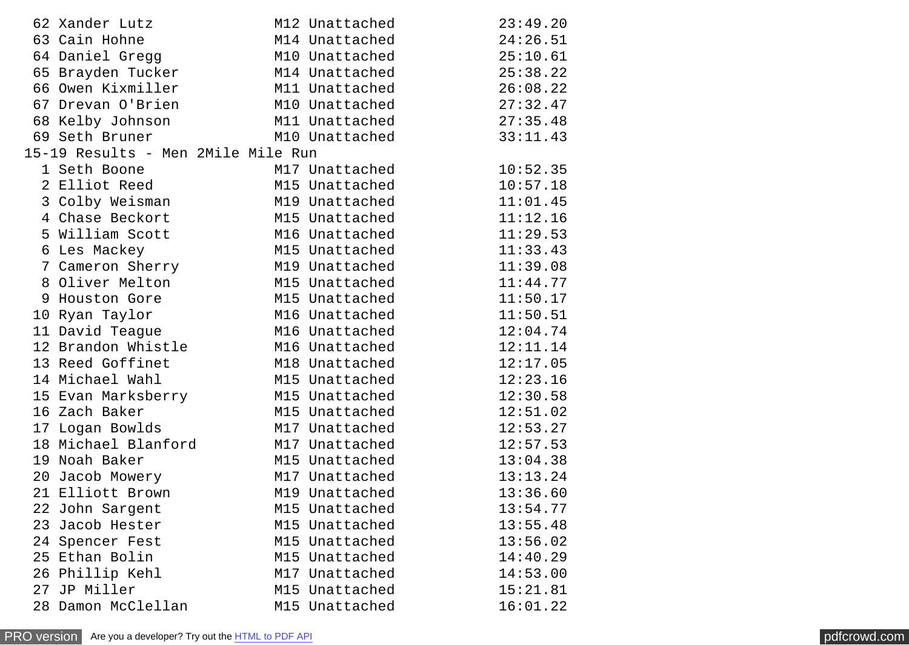| Place | Name | Age | Team | Time |
|---|---|---|---|---|
| 62 | Xander Lutz | M12 | Unattached | 23:49.20 |
| 63 | Cain Hohne | M14 | Unattached | 24:26.51 |
| 64 | Daniel Gregg | M10 | Unattached | 25:10.61 |
| 65 | Brayden Tucker | M14 | Unattached | 25:38.22 |
| 66 | Owen Kixmiller | M11 | Unattached | 26:08.22 |
| 67 | Drevan O'Brien | M10 | Unattached | 27:32.47 |
| 68 | Kelby Johnson | M11 | Unattached | 27:35.48 |
| 69 | Seth Bruner | M10 | Unattached | 33:11.43 |

15-19 Results - Men 2Mile Mile Run

| Place | Name | Age | Team | Time |
|---|---|---|---|---|
| 1 | Seth Boone | M17 | Unattached | 10:52.35 |
| 2 | Elliot Reed | M15 | Unattached | 10:57.18 |
| 3 | Colby Weisman | M19 | Unattached | 11:01.45 |
| 4 | Chase Beckort | M15 | Unattached | 11:12.16 |
| 5 | William Scott | M16 | Unattached | 11:29.53 |
| 6 | Les Mackey | M15 | Unattached | 11:33.43 |
| 7 | Cameron Sherry | M19 | Unattached | 11:39.08 |
| 8 | Oliver Melton | M15 | Unattached | 11:44.77 |
| 9 | Houston Gore | M15 | Unattached | 11:50.17 |
| 10 | Ryan Taylor | M16 | Unattached | 11:50.51 |
| 11 | David Teague | M16 | Unattached | 12:04.74 |
| 12 | Brandon Whistle | M16 | Unattached | 12:11.14 |
| 13 | Reed Goffinet | M18 | Unattached | 12:17.05 |
| 14 | Michael Wahl | M15 | Unattached | 12:23.16 |
| 15 | Evan Marksberry | M15 | Unattached | 12:30.58 |
| 16 | Zach Baker | M15 | Unattached | 12:51.02 |
| 17 | Logan Bowlds | M17 | Unattached | 12:53.27 |
| 18 | Michael Blanford | M17 | Unattached | 12:57.53 |
| 19 | Noah Baker | M15 | Unattached | 13:04.38 |
| 20 | Jacob Mowery | M17 | Unattached | 13:13.24 |
| 21 | Elliott Brown | M19 | Unattached | 13:36.60 |
| 22 | John Sargent | M15 | Unattached | 13:54.77 |
| 23 | Jacob Hester | M15 | Unattached | 13:55.48 |
| 24 | Spencer Fest | M15 | Unattached | 13:56.02 |
| 25 | Ethan Bolin | M15 | Unattached | 14:40.29 |
| 26 | Phillip Kehl | M17 | Unattached | 14:53.00 |
| 27 | JP Miller | M15 | Unattached | 15:21.81 |
| 28 | Damon McClellan | M15 | Unattached | 16:01.22 |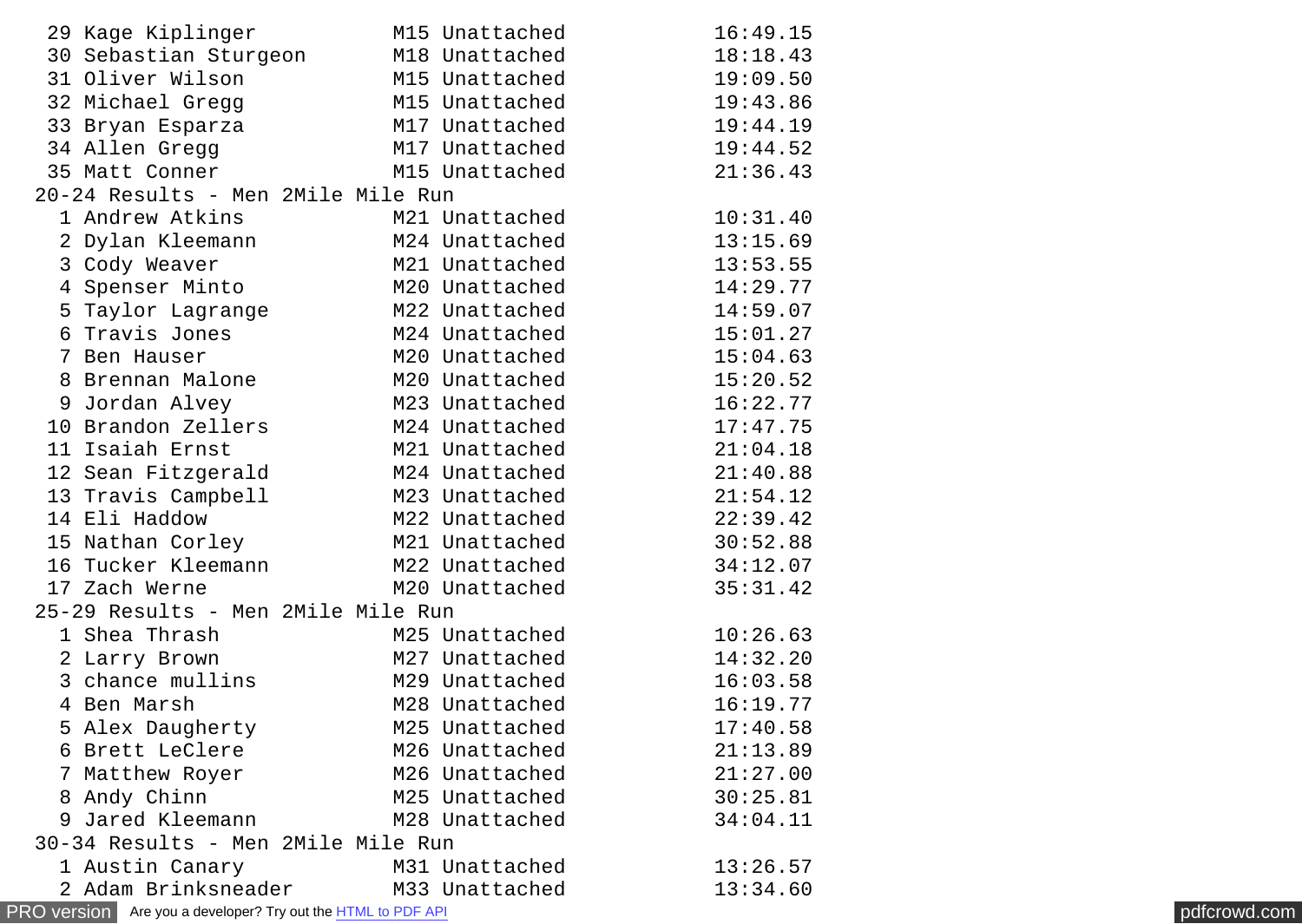| Place | Name | Age | Team | Time |
|---|---|---|---|---|
| 29 | Kage Kiplinger | M15 | Unattached | 16:49.15 |
| 30 | Sebastian Sturgeon | M18 | Unattached | 18:18.43 |
| 31 | Oliver Wilson | M15 | Unattached | 19:09.50 |
| 32 | Michael Gregg | M15 | Unattached | 19:43.86 |
| 33 | Bryan Esparza | M17 | Unattached | 19:44.19 |
| 34 | Allen Gregg | M17 | Unattached | 19:44.52 |
| 35 | Matt Conner | M15 | Unattached | 21:36.43 |

## 20-24 Results - Men 2Mile Mile Run

| Place | Name | Age | Team | Time |
|---|---|---|---|---|
| 1 | Andrew Atkins | M21 | Unattached | 10:31.40 |
| 2 | Dylan Kleemann | M24 | Unattached | 13:15.69 |
| 3 | Cody Weaver | M21 | Unattached | 13:53.55 |
| 4 | Spenser Minto | M20 | Unattached | 14:29.77 |
| 5 | Taylor Lagrange | M22 | Unattached | 14:59.07 |
| 6 | Travis Jones | M24 | Unattached | 15:01.27 |
| 7 | Ben Hauser | M20 | Unattached | 15:04.63 |
| 8 | Brennan Malone | M20 | Unattached | 15:20.52 |
| 9 | Jordan Alvey | M23 | Unattached | 16:22.77 |
| 10 | Brandon Zellers | M24 | Unattached | 17:47.75 |
| 11 | Isaiah Ernst | M21 | Unattached | 21:04.18 |
| 12 | Sean Fitzgerald | M24 | Unattached | 21:40.88 |
| 13 | Travis Campbell | M23 | Unattached | 21:54.12 |
| 14 | Eli Haddow | M22 | Unattached | 22:39.42 |
| 15 | Nathan Corley | M21 | Unattached | 30:52.88 |
| 16 | Tucker Kleemann | M22 | Unattached | 34:12.07 |
| 17 | Zach Werne | M20 | Unattached | 35:31.42 |

## 25-29 Results - Men 2Mile Mile Run

| Place | Name | Age | Team | Time |
|---|---|---|---|---|
| 1 | Shea Thrash | M25 | Unattached | 10:26.63 |
| 2 | Larry Brown | M27 | Unattached | 14:32.20 |
| 3 | chance mullins | M29 | Unattached | 16:03.58 |
| 4 | Ben Marsh | M28 | Unattached | 16:19.77 |
| 5 | Alex Daugherty | M25 | Unattached | 17:40.58 |
| 6 | Brett LeClere | M26 | Unattached | 21:13.89 |
| 7 | Matthew Royer | M26 | Unattached | 21:27.00 |
| 8 | Andy Chinn | M25 | Unattached | 30:25.81 |
| 9 | Jared Kleemann | M28 | Unattached | 34:04.11 |

## 30-34 Results - Men 2Mile Mile Run

| Place | Name | Age | Team | Time |
|---|---|---|---|---|
| 1 | Austin Canary | M31 | Unattached | 13:26.57 |
| 2 | Adam Brinksneader | M33 | Unattached | 13:34.60 |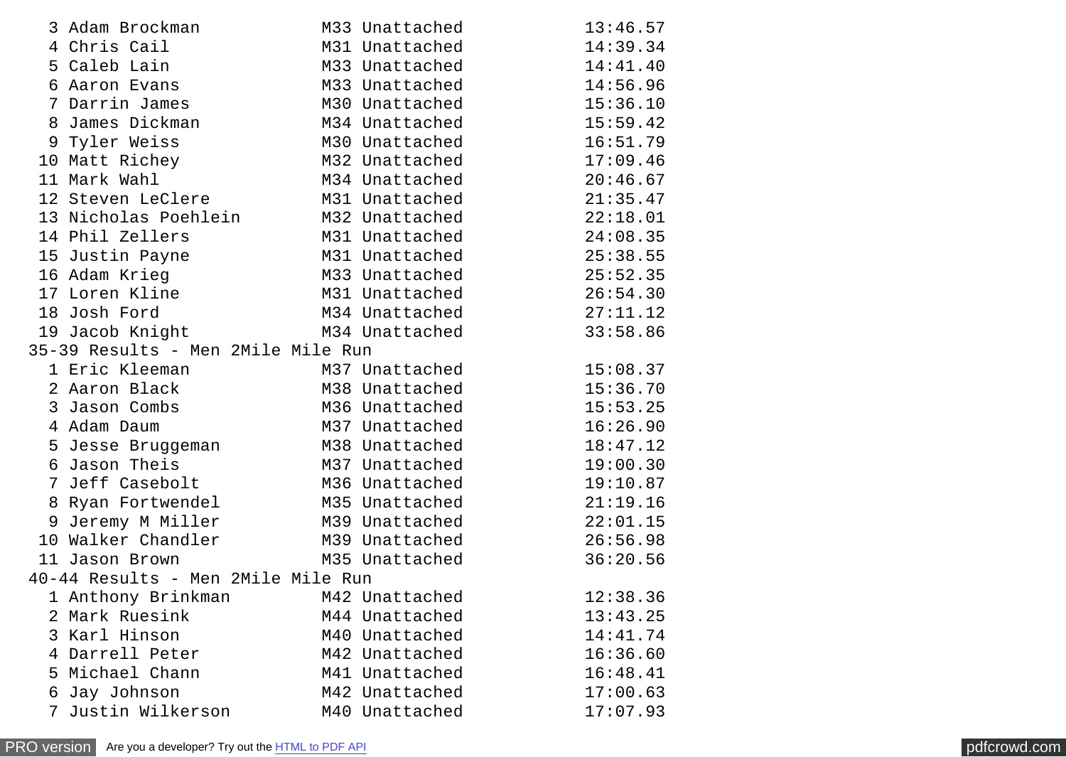| Place | Name | Age | Team | Time |
|---|---|---|---|---|
| 3 | Adam Brockman | M33 | Unattached | 13:46.57 |
| 4 | Chris Cail | M31 | Unattached | 14:39.34 |
| 5 | Caleb Lain | M33 | Unattached | 14:41.40 |
| 6 | Aaron Evans | M33 | Unattached | 14:56.96 |
| 7 | Darrin James | M30 | Unattached | 15:36.10 |
| 8 | James Dickman | M34 | Unattached | 15:59.42 |
| 9 | Tyler Weiss | M30 | Unattached | 16:51.79 |
| 10 | Matt Richey | M32 | Unattached | 17:09.46 |
| 11 | Mark Wahl | M34 | Unattached | 20:46.67 |
| 12 | Steven LeClere | M31 | Unattached | 21:35.47 |
| 13 | Nicholas Poehlein | M32 | Unattached | 22:18.01 |
| 14 | Phil Zellers | M31 | Unattached | 24:08.35 |
| 15 | Justin Payne | M31 | Unattached | 25:38.55 |
| 16 | Adam Krieg | M33 | Unattached | 25:52.35 |
| 17 | Loren Kline | M31 | Unattached | 26:54.30 |
| 18 | Josh Ford | M34 | Unattached | 27:11.12 |
| 19 | Jacob Knight | M34 | Unattached | 33:58.86 |

35-39 Results - Men 2Mile Mile Run

| Place | Name | Age | Team | Time |
|---|---|---|---|---|
| 1 | Eric Kleeman | M37 | Unattached | 15:08.37 |
| 2 | Aaron Black | M38 | Unattached | 15:36.70 |
| 3 | Jason Combs | M36 | Unattached | 15:53.25 |
| 4 | Adam Daum | M37 | Unattached | 16:26.90 |
| 5 | Jesse Bruggeman | M38 | Unattached | 18:47.12 |
| 6 | Jason Theis | M37 | Unattached | 19:00.30 |
| 7 | Jeff Casebolt | M36 | Unattached | 19:10.87 |
| 8 | Ryan Fortwendel | M35 | Unattached | 21:19.16 |
| 9 | Jeremy M Miller | M39 | Unattached | 22:01.15 |
| 10 | Walker Chandler | M39 | Unattached | 26:56.98 |
| 11 | Jason Brown | M35 | Unattached | 36:20.56 |

40-44 Results - Men 2Mile Mile Run

| Place | Name | Age | Team | Time |
|---|---|---|---|---|
| 1 | Anthony Brinkman | M42 | Unattached | 12:38.36 |
| 2 | Mark Ruesink | M44 | Unattached | 13:43.25 |
| 3 | Karl Hinson | M40 | Unattached | 14:41.74 |
| 4 | Darrell Peter | M42 | Unattached | 16:36.60 |
| 5 | Michael Chann | M41 | Unattached | 16:48.41 |
| 6 | Jay Johnson | M42 | Unattached | 17:00.63 |
| 7 | Justin Wilkerson | M40 | Unattached | 17:07.93 |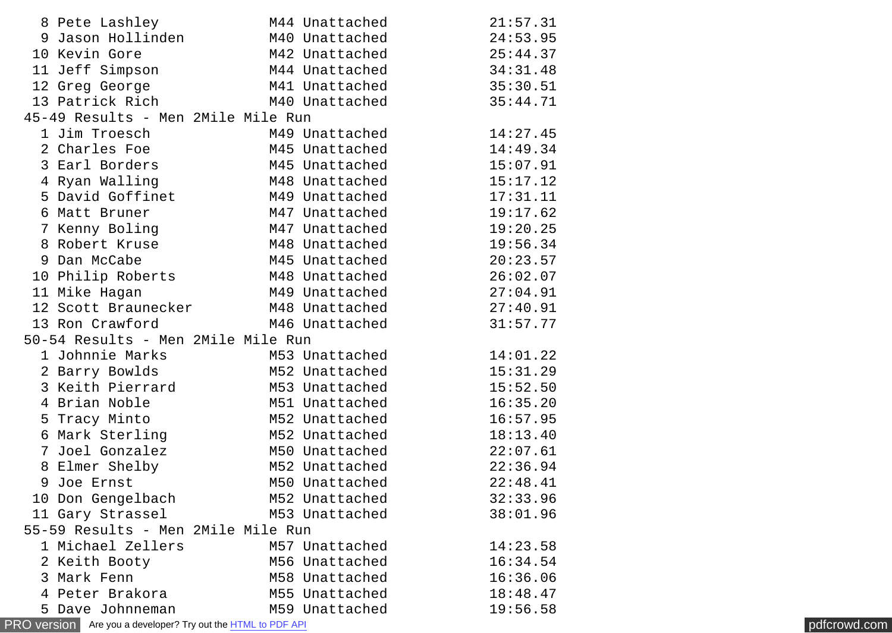| Place | Name | Age | Team | Time |
|---|---|---|---|---|
| 8 | Pete Lashley | M44 | Unattached | 21:57.31 |
| 9 | Jason Hollinden | M40 | Unattached | 24:53.95 |
| 10 | Kevin Gore | M42 | Unattached | 25:44.37 |
| 11 | Jeff Simpson | M44 | Unattached | 34:31.48 |
| 12 | Greg George | M41 | Unattached | 35:30.51 |
| 13 | Patrick Rich | M40 | Unattached | 35:44.71 |

45-49 Results - Men 2Mile Mile Run

| Place | Name | Age | Team | Time |
|---|---|---|---|---|
| 1 | Jim Troesch | M49 | Unattached | 14:27.45 |
| 2 | Charles Foe | M45 | Unattached | 14:49.34 |
| 3 | Earl Borders | M45 | Unattached | 15:07.91 |
| 4 | Ryan Walling | M48 | Unattached | 15:17.12 |
| 5 | David Goffinet | M49 | Unattached | 17:31.11 |
| 6 | Matt Bruner | M47 | Unattached | 19:17.62 |
| 7 | Kenny Boling | M47 | Unattached | 19:20.25 |
| 8 | Robert Kruse | M48 | Unattached | 19:56.34 |
| 9 | Dan McCabe | M45 | Unattached | 20:23.57 |
| 10 | Philip Roberts | M48 | Unattached | 26:02.07 |
| 11 | Mike Hagan | M49 | Unattached | 27:04.91 |
| 12 | Scott Braunecker | M48 | Unattached | 27:40.91 |
| 13 | Ron Crawford | M46 | Unattached | 31:57.77 |

50-54 Results - Men 2Mile Mile Run

| Place | Name | Age | Team | Time |
|---|---|---|---|---|
| 1 | Johnnie Marks | M53 | Unattached | 14:01.22 |
| 2 | Barry Bowlds | M52 | Unattached | 15:31.29 |
| 3 | Keith Pierrard | M53 | Unattached | 15:52.50 |
| 4 | Brian Noble | M51 | Unattached | 16:35.20 |
| 5 | Tracy Minto | M52 | Unattached | 16:57.95 |
| 6 | Mark Sterling | M52 | Unattached | 18:13.40 |
| 7 | Joel Gonzalez | M50 | Unattached | 22:07.61 |
| 8 | Elmer Shelby | M52 | Unattached | 22:36.94 |
| 9 | Joe Ernst | M50 | Unattached | 22:48.41 |
| 10 | Don Gengelbach | M52 | Unattached | 32:33.96 |
| 11 | Gary Strassel | M53 | Unattached | 38:01.96 |

55-59 Results - Men 2Mile Mile Run

| Place | Name | Age | Team | Time |
|---|---|---|---|---|
| 1 | Michael Zellers | M57 | Unattached | 14:23.58 |
| 2 | Keith Booty | M56 | Unattached | 16:34.54 |
| 3 | Mark Fenn | M58 | Unattached | 16:36.06 |
| 4 | Peter Brakora | M55 | Unattached | 18:48.47 |
| 5 | Dave Johnneman | M59 | Unattached | 19:56.58 |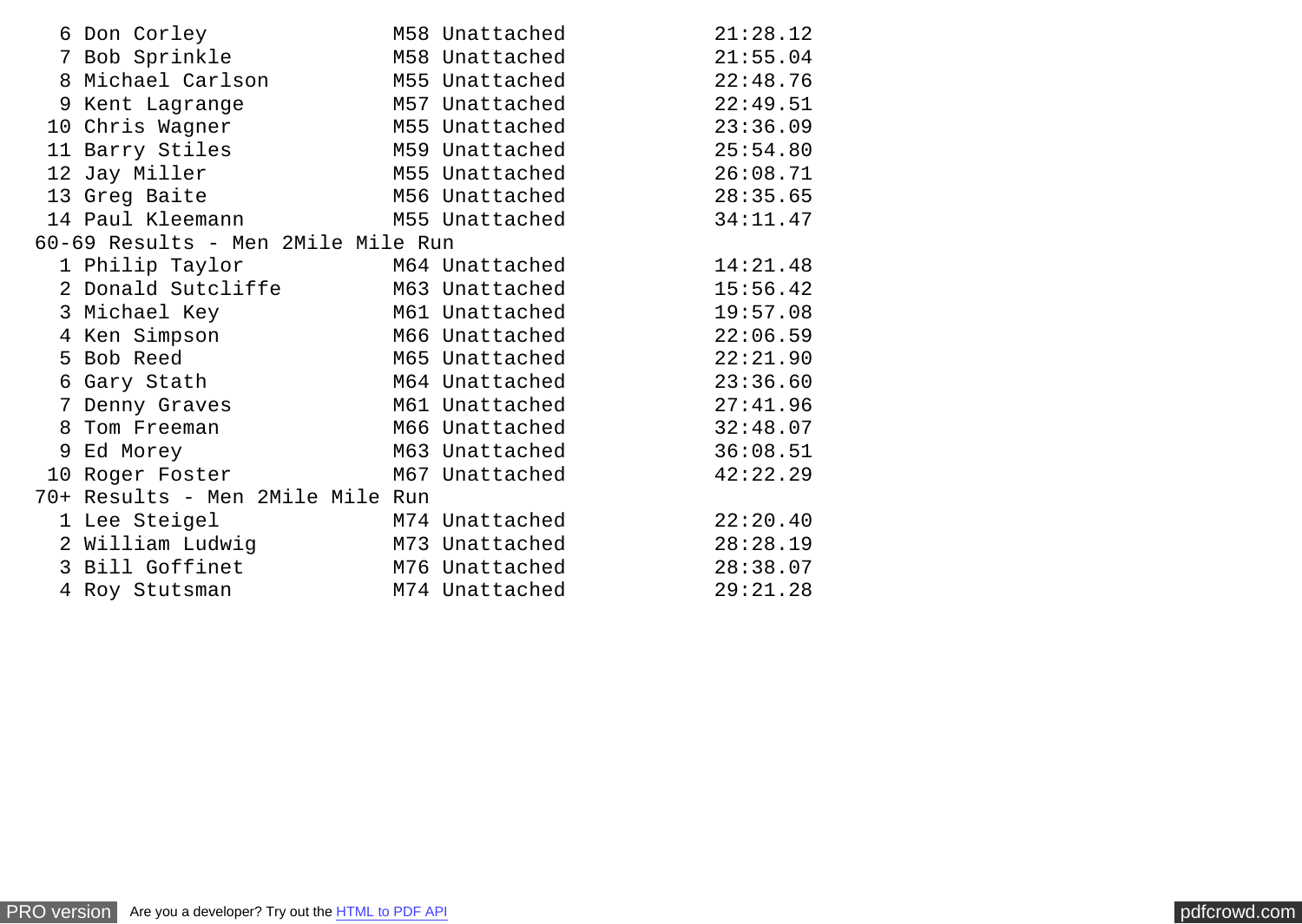| | | | | |
|---|---|---|---|---|
| 6 | Don Corley | M58 | Unattached | 21:28.12 |
| 7 | Bob Sprinkle | M58 | Unattached | 21:55.04 |
| 8 | Michael Carlson | M55 | Unattached | 22:48.76 |
| 9 | Kent Lagrange | M57 | Unattached | 22:49.51 |
| 10 | Chris Wagner | M55 | Unattached | 23:36.09 |
| 11 | Barry Stiles | M59 | Unattached | 25:54.80 |
| 12 | Jay Miller | M55 | Unattached | 26:08.71 |
| 13 | Greg Baite | M56 | Unattached | 28:35.65 |
| 14 | Paul Kleemann | M55 | Unattached | 34:11.47 |

60-69 Results - Men 2Mile Mile Run

| | | | | |
|---|---|---|---|---|
| 1 | Philip Taylor | M64 | Unattached | 14:21.48 |
| 2 | Donald Sutcliffe | M63 | Unattached | 15:56.42 |
| 3 | Michael Key | M61 | Unattached | 19:57.08 |
| 4 | Ken Simpson | M66 | Unattached | 22:06.59 |
| 5 | Bob Reed | M65 | Unattached | 22:21.90 |
| 6 | Gary Stath | M64 | Unattached | 23:36.60 |
| 7 | Denny Graves | M61 | Unattached | 27:41.96 |
| 8 | Tom Freeman | M66 | Unattached | 32:48.07 |
| 9 | Ed Morey | M63 | Unattached | 36:08.51 |
| 10 | Roger Foster | M67 | Unattached | 42:22.29 |

70+ Results - Men 2Mile Mile Run

| | | | | |
|---|---|---|---|---|
| 1 | Lee Steigel | M74 | Unattached | 22:20.40 |
| 2 | William Ludwig | M73 | Unattached | 28:28.19 |
| 3 | Bill Goffinet | M76 | Unattached | 28:38.07 |
| 4 | Roy Stutsman | M74 | Unattached | 29:21.28 |